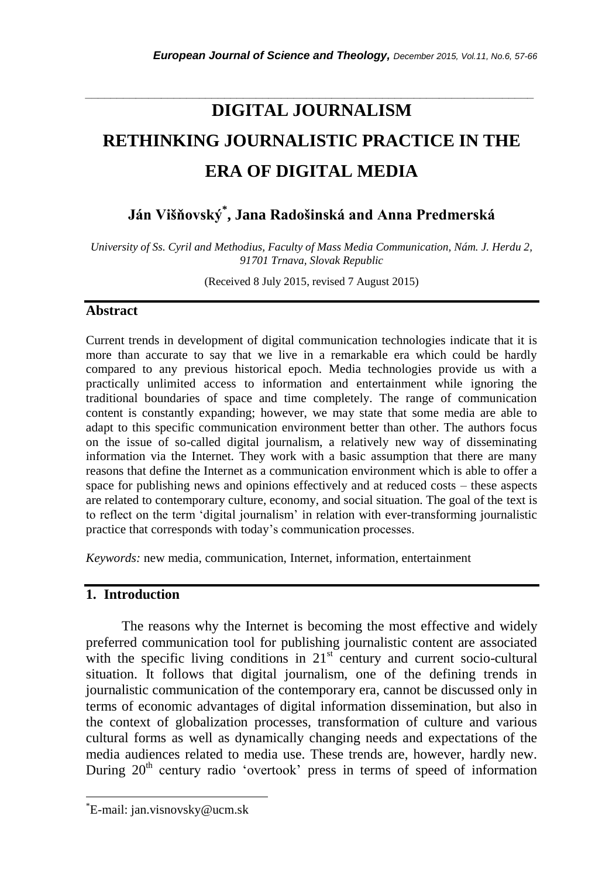# DIGITAL JOURNALISM
# RETHINKING JOURNALISTIC PRACTICE IN THE ERA OF DIGITAL MEDIA

**Ján Višňovský*, Jana Radošinská and Anna Predmerská**

*University of Ss. Cyril and Methodius, Faculty of Mass Media Communication, Nám. J. Herdu 2, 91701 Trnava, Slovak Republic*

(Received 8 July 2015, revised 7 August 2015)

## Abstract

Current trends in development of digital communication technologies indicate that it is more than accurate to say that we live in a remarkable era which could be hardly compared to any previous historical epoch. Media technologies provide us with a practically unlimited access to information and entertainment while ignoring the traditional boundaries of space and time completely. The range of communication content is constantly expanding; however, we may state that some media are able to adapt to this specific communication environment better than other. The authors focus on the issue of so-called digital journalism, a relatively new way of disseminating information via the Internet. They work with a basic assumption that there are many reasons that define the Internet as a communication environment which is able to offer a space for publishing news and opinions effectively and at reduced costs – these aspects are related to contemporary culture, economy, and social situation. The goal of the text is to reflect on the term 'digital journalism' in relation with ever-transforming journalistic practice that corresponds with today's communication processes.

*Keywords:* new media, communication, Internet, information, entertainment

## 1. Introduction

The reasons why the Internet is becoming the most effective and widely preferred communication tool for publishing journalistic content are associated with the specific living conditions in 21st century and current socio-cultural situation. It follows that digital journalism, one of the defining trends in journalistic communication of the contemporary era, cannot be discussed only in terms of economic advantages of digital information dissemination, but also in the context of globalization processes, transformation of culture and various cultural forms as well as dynamically changing needs and expectations of the media audiences related to media use. These trends are, however, hardly new. During 20th century radio 'overtook' press in terms of speed of information

*E-mail: jan.visnovsky@ucm.sk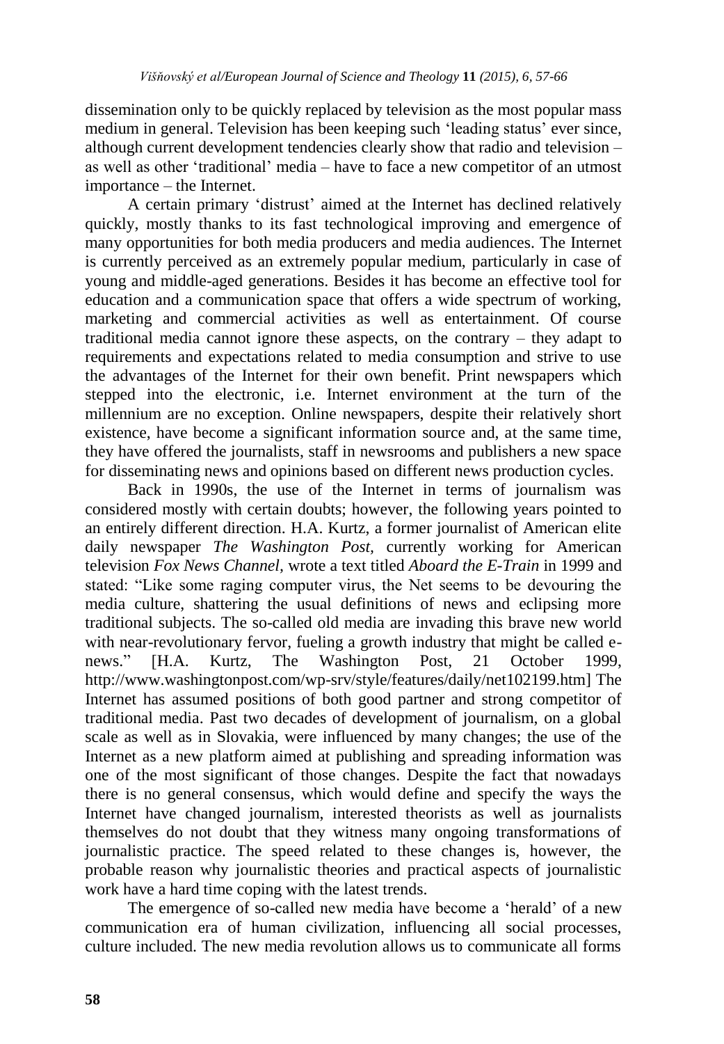dissemination only to be quickly replaced by television as the most popular mass medium in general. Television has been keeping such 'leading status' ever since, although current development tendencies clearly show that radio and television – as well as other 'traditional' media – have to face a new competitor of an utmost importance – the Internet.

A certain primary 'distrust' aimed at the Internet has declined relatively quickly, mostly thanks to its fast technological improving and emergence of many opportunities for both media producers and media audiences. The Internet is currently perceived as an extremely popular medium, particularly in case of young and middle-aged generations. Besides it has become an effective tool for education and a communication space that offers a wide spectrum of working, marketing and commercial activities as well as entertainment. Of course traditional media cannot ignore these aspects, on the contrary – they adapt to requirements and expectations related to media consumption and strive to use the advantages of the Internet for their own benefit. Print newspapers which stepped into the electronic, i.e. Internet environment at the turn of the millennium are no exception. Online newspapers, despite their relatively short existence, have become a significant information source and, at the same time, they have offered the journalists, staff in newsrooms and publishers a new space for disseminating news and opinions based on different news production cycles.

Back in 1990s, the use of the Internet in terms of journalism was considered mostly with certain doubts; however, the following years pointed to an entirely different direction. H.A. Kurtz, a former journalist of American elite daily newspaper *The Washington Post*, currently working for American television *Fox News Channel*, wrote a text titled *Aboard the E-Train* in 1999 and stated: "Like some raging computer virus, the Net seems to be devouring the media culture, shattering the usual definitions of news and eclipsing more traditional subjects. The so-called old media are invading this brave new world with near-revolutionary fervor, fueling a growth industry that might be called e-news." [H.A. Kurtz, The Washington Post, 21 October 1999, http://www.washingtonpost.com/wp-srv/style/features/daily/net102199.htm] The Internet has assumed positions of both good partner and strong competitor of traditional media. Past two decades of development of journalism, on a global scale as well as in Slovakia, were influenced by many changes; the use of the Internet as a new platform aimed at publishing and spreading information was one of the most significant of those changes. Despite the fact that nowadays there is no general consensus, which would define and specify the ways the Internet have changed journalism, interested theorists as well as journalists themselves do not doubt that they witness many ongoing transformations of journalistic practice. The speed related to these changes is, however, the probable reason why journalistic theories and practical aspects of journalistic work have a hard time coping with the latest trends.

The emergence of so-called new media have become a 'herald' of a new communication era of human civilization, influencing all social processes, culture included. The new media revolution allows us to communicate all forms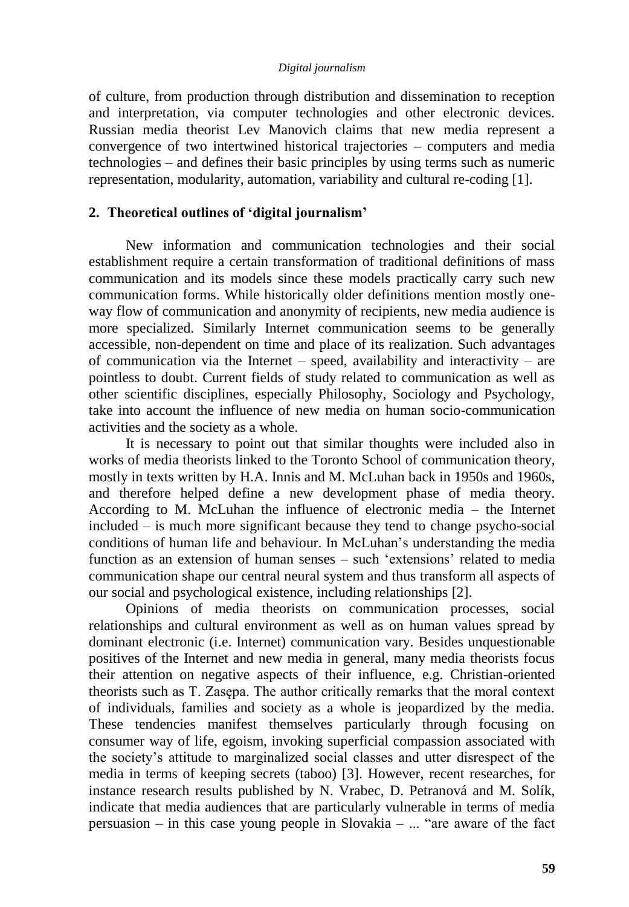of culture, from production through distribution and dissemination to reception and interpretation, via computer technologies and other electronic devices. Russian media theorist Lev Manovich claims that new media represent a convergence of two intertwined historical trajectories – computers and media technologies – and defines their basic principles by using terms such as numeric representation, modularity, automation, variability and cultural re-coding [1].

## 2. Theoretical outlines of 'digital journalism'

New information and communication technologies and their social establishment require a certain transformation of traditional definitions of mass communication and its models since these models practically carry such new communication forms. While historically older definitions mention mostly one-way flow of communication and anonymity of recipients, new media audience is more specialized. Similarly Internet communication seems to be generally accessible, non-dependent on time and place of its realization. Such advantages of communication via the Internet – speed, availability and interactivity – are pointless to doubt. Current fields of study related to communication as well as other scientific disciplines, especially Philosophy, Sociology and Psychology, take into account the influence of new media on human socio-communication activities and the society as a whole.

It is necessary to point out that similar thoughts were included also in works of media theorists linked to the Toronto School of communication theory, mostly in texts written by H.A. Innis and M. McLuhan back in 1950s and 1960s, and therefore helped define a new development phase of media theory. According to M. McLuhan the influence of electronic media – the Internet included – is much more significant because they tend to change psycho-social conditions of human life and behaviour. In McLuhan's understanding the media function as an extension of human senses – such 'extensions' related to media communication shape our central neural system and thus transform all aspects of our social and psychological existence, including relationships [2].

Opinions of media theorists on communication processes, social relationships and cultural environment as well as on human values spread by dominant electronic (i.e. Internet) communication vary. Besides unquestionable positives of the Internet and new media in general, many media theorists focus their attention on negative aspects of their influence, e.g. Christian-oriented theorists such as T. Zasępa. The author critically remarks that the moral context of individuals, families and society as a whole is jeopardized by the media. These tendencies manifest themselves particularly through focusing on consumer way of life, egoism, invoking superficial compassion associated with the society's attitude to marginalized social classes and utter disrespect of the media in terms of keeping secrets (taboo) [3]. However, recent researches, for instance research results published by N. Vrabec, D. Petranová and M. Solík, indicate that media audiences that are particularly vulnerable in terms of media persuasion – in this case young people in Slovakia – ... "are aware of the fact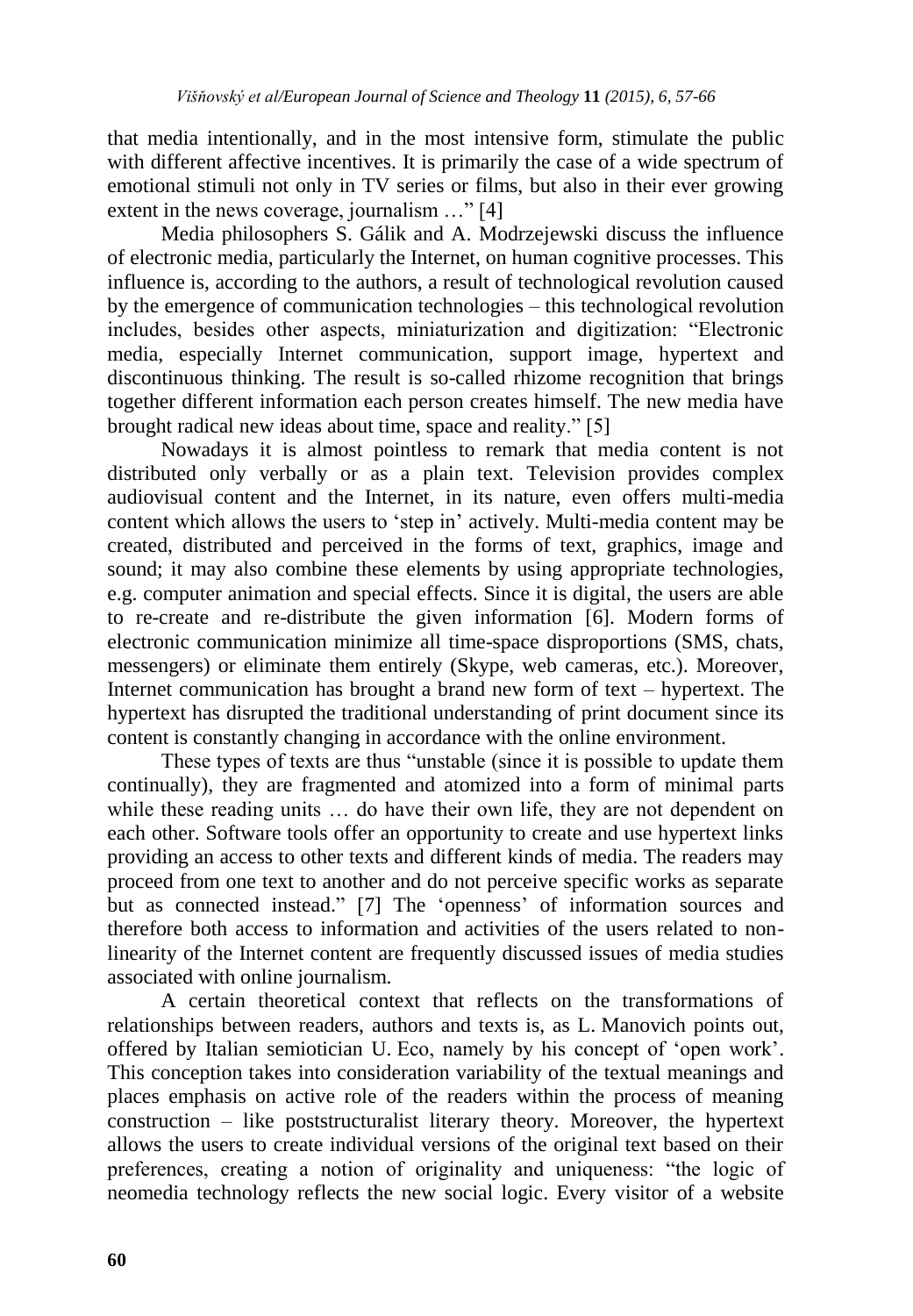that media intentionally, and in the most intensive form, stimulate the public with different affective incentives. It is primarily the case of a wide spectrum of emotional stimuli not only in TV series or films, but also in their ever growing extent in the news coverage, journalism …" [4]

Media philosophers S. Gálik and A. Modrzejewski discuss the influence of electronic media, particularly the Internet, on human cognitive processes. This influence is, according to the authors, a result of technological revolution caused by the emergence of communication technologies – this technological revolution includes, besides other aspects, miniaturization and digitization: "Electronic media, especially Internet communication, support image, hypertext and discontinuous thinking. The result is so-called rhizome recognition that brings together different information each person creates himself. The new media have brought radical new ideas about time, space and reality." [5]

Nowadays it is almost pointless to remark that media content is not distributed only verbally or as a plain text. Television provides complex audiovisual content and the Internet, in its nature, even offers multi-media content which allows the users to 'step in' actively. Multi-media content may be created, distributed and perceived in the forms of text, graphics, image and sound; it may also combine these elements by using appropriate technologies, e.g. computer animation and special effects. Since it is digital, the users are able to re-create and re-distribute the given information [6]. Modern forms of electronic communication minimize all time-space disproportions (SMS, chats, messengers) or eliminate them entirely (Skype, web cameras, etc.). Moreover, Internet communication has brought a brand new form of text – hypertext. The hypertext has disrupted the traditional understanding of print document since its content is constantly changing in accordance with the online environment.

These types of texts are thus "unstable (since it is possible to update them continually), they are fragmented and atomized into a form of minimal parts while these reading units … do have their own life, they are not dependent on each other. Software tools offer an opportunity to create and use hypertext links providing an access to other texts and different kinds of media. The readers may proceed from one text to another and do not perceive specific works as separate but as connected instead." [7] The 'openness' of information sources and therefore both access to information and activities of the users related to non-linearity of the Internet content are frequently discussed issues of media studies associated with online journalism.

A certain theoretical context that reflects on the transformations of relationships between readers, authors and texts is, as L. Manovich points out, offered by Italian semiotician U. Eco, namely by his concept of 'open work'. This conception takes into consideration variability of the textual meanings and places emphasis on active role of the readers within the process of meaning construction – like poststructuralist literary theory. Moreover, the hypertext allows the users to create individual versions of the original text based on their preferences, creating a notion of originality and uniqueness: "the logic of neomedia technology reflects the new social logic. Every visitor of a website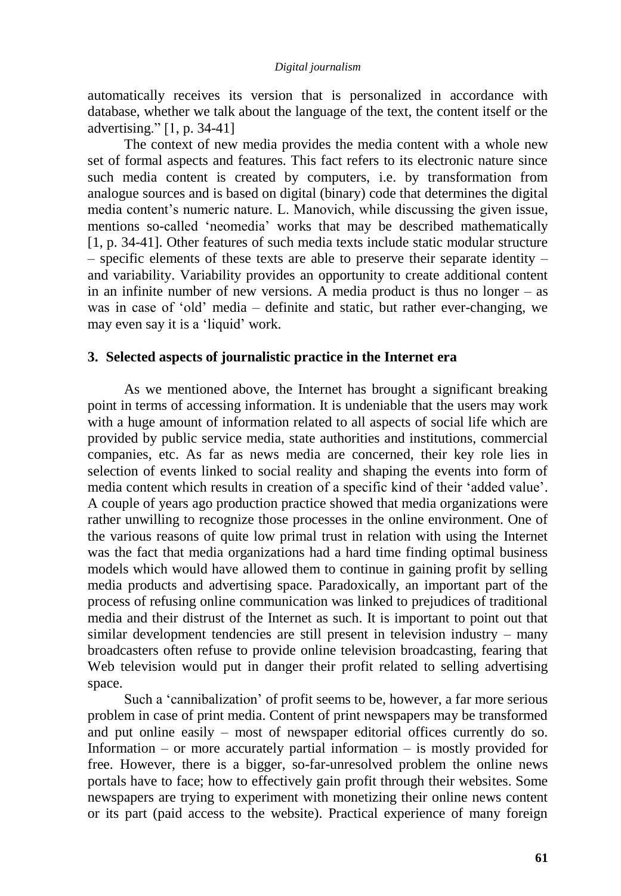automatically receives its version that is personalized in accordance with database, whether we talk about the language of the text, the content itself or the advertising." [1, p. 34-41]

The context of new media provides the media content with a whole new set of formal aspects and features. This fact refers to its electronic nature since such media content is created by computers, i.e. by transformation from analogue sources and is based on digital (binary) code that determines the digital media content's numeric nature. L. Manovich, while discussing the given issue, mentions so-called 'neomedia' works that may be described mathematically [1, p. 34-41]. Other features of such media texts include static modular structure – specific elements of these texts are able to preserve their separate identity – and variability. Variability provides an opportunity to create additional content in an infinite number of new versions. A media product is thus no longer – as was in case of 'old' media – definite and static, but rather ever-changing, we may even say it is a 'liquid' work.

## 3. Selected aspects of journalistic practice in the Internet era

As we mentioned above, the Internet has brought a significant breaking point in terms of accessing information. It is undeniable that the users may work with a huge amount of information related to all aspects of social life which are provided by public service media, state authorities and institutions, commercial companies, etc. As far as news media are concerned, their key role lies in selection of events linked to social reality and shaping the events into form of media content which results in creation of a specific kind of their 'added value'. A couple of years ago production practice showed that media organizations were rather unwilling to recognize those processes in the online environment. One of the various reasons of quite low primal trust in relation with using the Internet was the fact that media organizations had a hard time finding optimal business models which would have allowed them to continue in gaining profit by selling media products and advertising space. Paradoxically, an important part of the process of refusing online communication was linked to prejudices of traditional media and their distrust of the Internet as such. It is important to point out that similar development tendencies are still present in television industry – many broadcasters often refuse to provide online television broadcasting, fearing that Web television would put in danger their profit related to selling advertising space.

Such a 'cannibalization' of profit seems to be, however, a far more serious problem in case of print media. Content of print newspapers may be transformed and put online easily – most of newspaper editorial offices currently do so. Information – or more accurately partial information – is mostly provided for free. However, there is a bigger, so-far-unresolved problem the online news portals have to face; how to effectively gain profit through their websites. Some newspapers are trying to experiment with monetizing their online news content or its part (paid access to the website). Practical experience of many foreign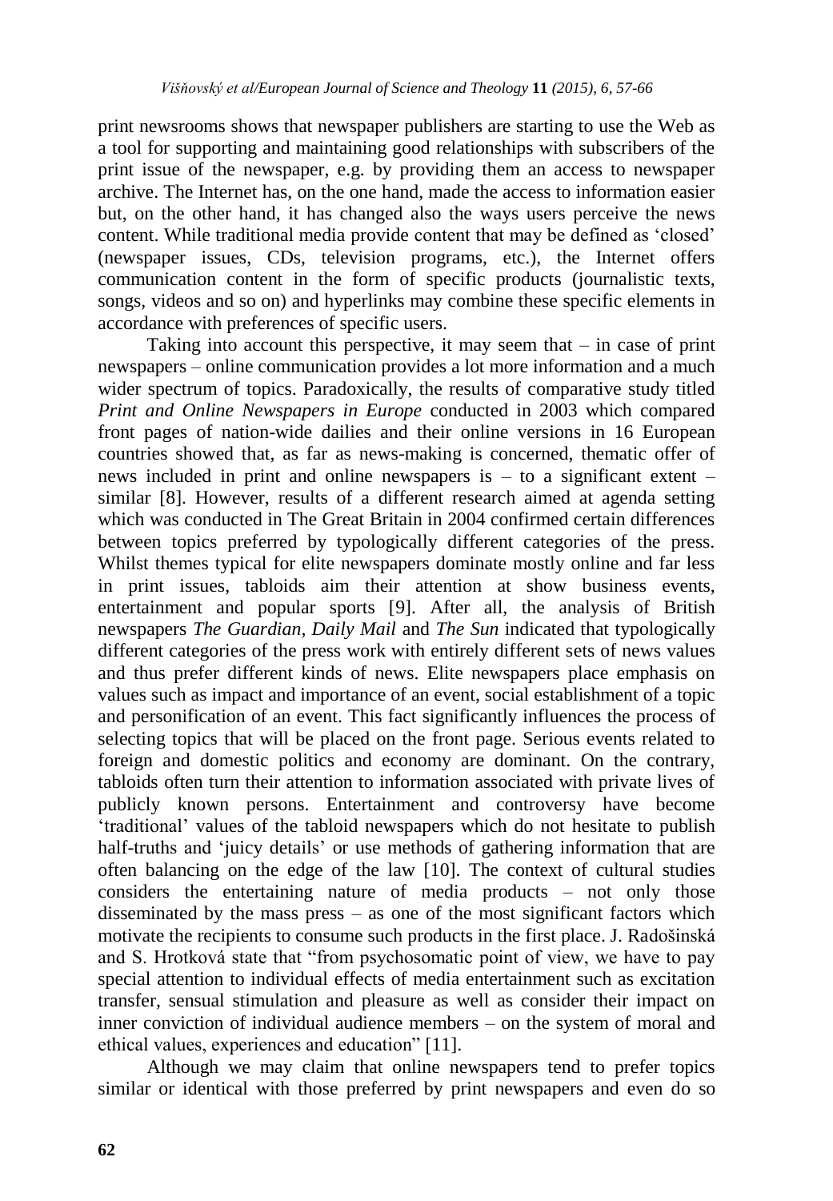print newsrooms shows that newspaper publishers are starting to use the Web as a tool for supporting and maintaining good relationships with subscribers of the print issue of the newspaper, e.g. by providing them an access to newspaper archive. The Internet has, on the one hand, made the access to information easier but, on the other hand, it has changed also the ways users perceive the news content. While traditional media provide content that may be defined as 'closed' (newspaper issues, CDs, television programs, etc.), the Internet offers communication content in the form of specific products (journalistic texts, songs, videos and so on) and hyperlinks may combine these specific elements in accordance with preferences of specific users.

Taking into account this perspective, it may seem that – in case of print newspapers – online communication provides a lot more information and a much wider spectrum of topics. Paradoxically, the results of comparative study titled *Print and Online Newspapers in Europe* conducted in 2003 which compared front pages of nation-wide dailies and their online versions in 16 European countries showed that, as far as news-making is concerned, thematic offer of news included in print and online newspapers is – to a significant extent – similar [8]. However, results of a different research aimed at agenda setting which was conducted in The Great Britain in 2004 confirmed certain differences between topics preferred by typologically different categories of the press. Whilst themes typical for elite newspapers dominate mostly online and far less in print issues, tabloids aim their attention at show business events, entertainment and popular sports [9]. After all, the analysis of British newspapers *The Guardian*, *Daily Mail* and *The Sun* indicated that typologically different categories of the press work with entirely different sets of news values and thus prefer different kinds of news. Elite newspapers place emphasis on values such as impact and importance of an event, social establishment of a topic and personification of an event. This fact significantly influences the process of selecting topics that will be placed on the front page. Serious events related to foreign and domestic politics and economy are dominant. On the contrary, tabloids often turn their attention to information associated with private lives of publicly known persons. Entertainment and controversy have become 'traditional' values of the tabloid newspapers which do not hesitate to publish half-truths and 'juicy details' or use methods of gathering information that are often balancing on the edge of the law [10]. The context of cultural studies considers the entertaining nature of media products – not only those disseminated by the mass press – as one of the most significant factors which motivate the recipients to consume such products in the first place. J. Radošinská and S. Hrotková state that "from psychosomatic point of view, we have to pay special attention to individual effects of media entertainment such as excitation transfer, sensual stimulation and pleasure as well as consider their impact on inner conviction of individual audience members – on the system of moral and ethical values, experiences and education" [11].

Although we may claim that online newspapers tend to prefer topics similar or identical with those preferred by print newspapers and even do so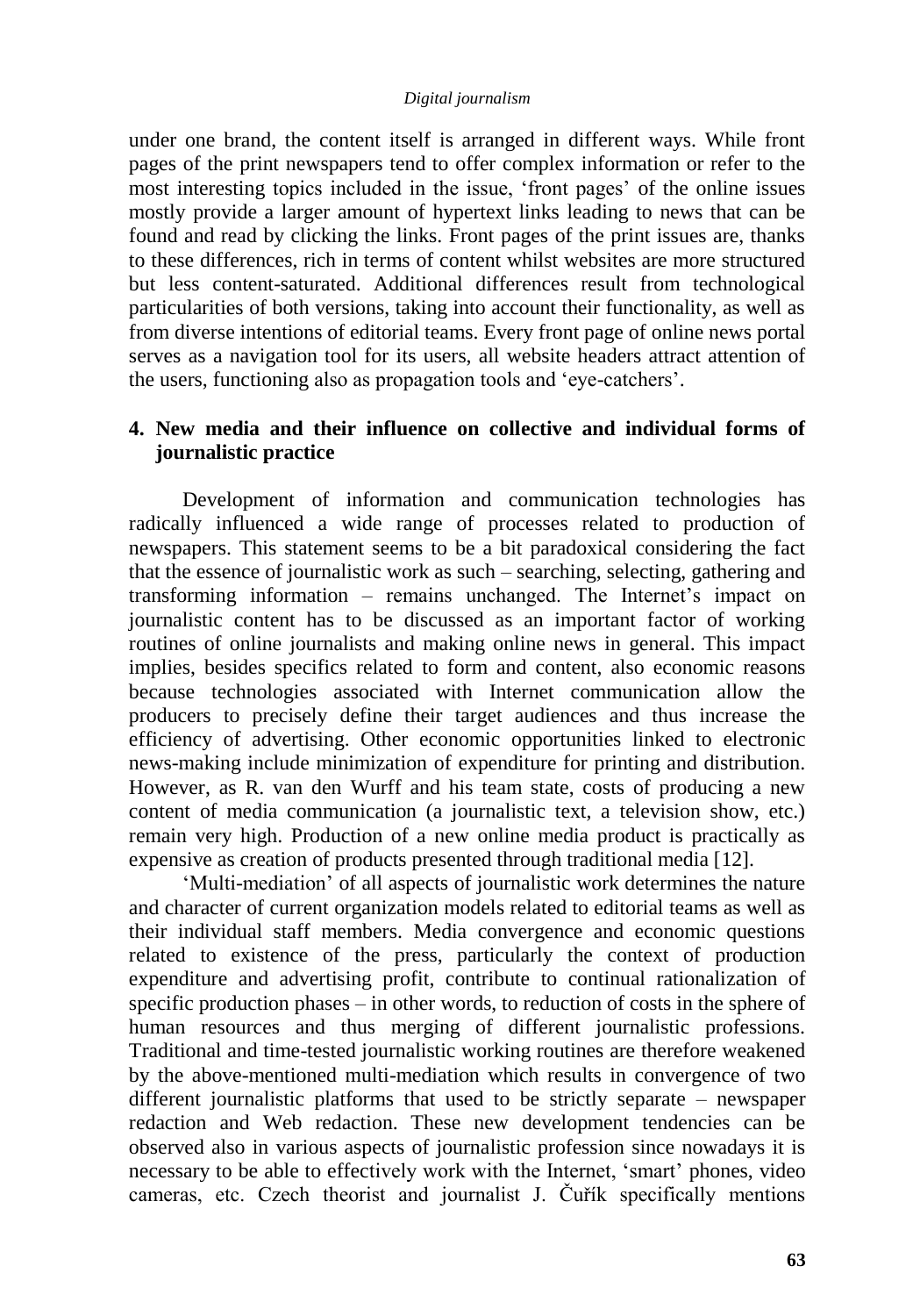under one brand, the content itself is arranged in different ways. While front pages of the print newspapers tend to offer complex information or refer to the most interesting topics included in the issue, 'front pages' of the online issues mostly provide a larger amount of hypertext links leading to news that can be found and read by clicking the links. Front pages of the print issues are, thanks to these differences, rich in terms of content whilst websites are more structured but less content-saturated. Additional differences result from technological particularities of both versions, taking into account their functionality, as well as from diverse intentions of editorial teams. Every front page of online news portal serves as a navigation tool for its users, all website headers attract attention of the users, functioning also as propagation tools and 'eye-catchers'.

## 4. New media and their influence on collective and individual forms of journalistic practice

Development of information and communication technologies has radically influenced a wide range of processes related to production of newspapers. This statement seems to be a bit paradoxical considering the fact that the essence of journalistic work as such – searching, selecting, gathering and transforming information – remains unchanged. The Internet's impact on journalistic content has to be discussed as an important factor of working routines of online journalists and making online news in general. This impact implies, besides specifics related to form and content, also economic reasons because technologies associated with Internet communication allow the producers to precisely define their target audiences and thus increase the efficiency of advertising. Other economic opportunities linked to electronic news-making include minimization of expenditure for printing and distribution. However, as R. van den Wurff and his team state, costs of producing a new content of media communication (a journalistic text, a television show, etc.) remain very high. Production of a new online media product is practically as expensive as creation of products presented through traditional media [12].

'Multi-mediation' of all aspects of journalistic work determines the nature and character of current organization models related to editorial teams as well as their individual staff members. Media convergence and economic questions related to existence of the press, particularly the context of production expenditure and advertising profit, contribute to continual rationalization of specific production phases – in other words, to reduction of costs in the sphere of human resources and thus merging of different journalistic professions. Traditional and time-tested journalistic working routines are therefore weakened by the above-mentioned multi-mediation which results in convergence of two different journalistic platforms that used to be strictly separate – newspaper redaction and Web redaction. These new development tendencies can be observed also in various aspects of journalistic profession since nowadays it is necessary to be able to effectively work with the Internet, 'smart' phones, video cameras, etc. Czech theorist and journalist J. Čuřík specifically mentions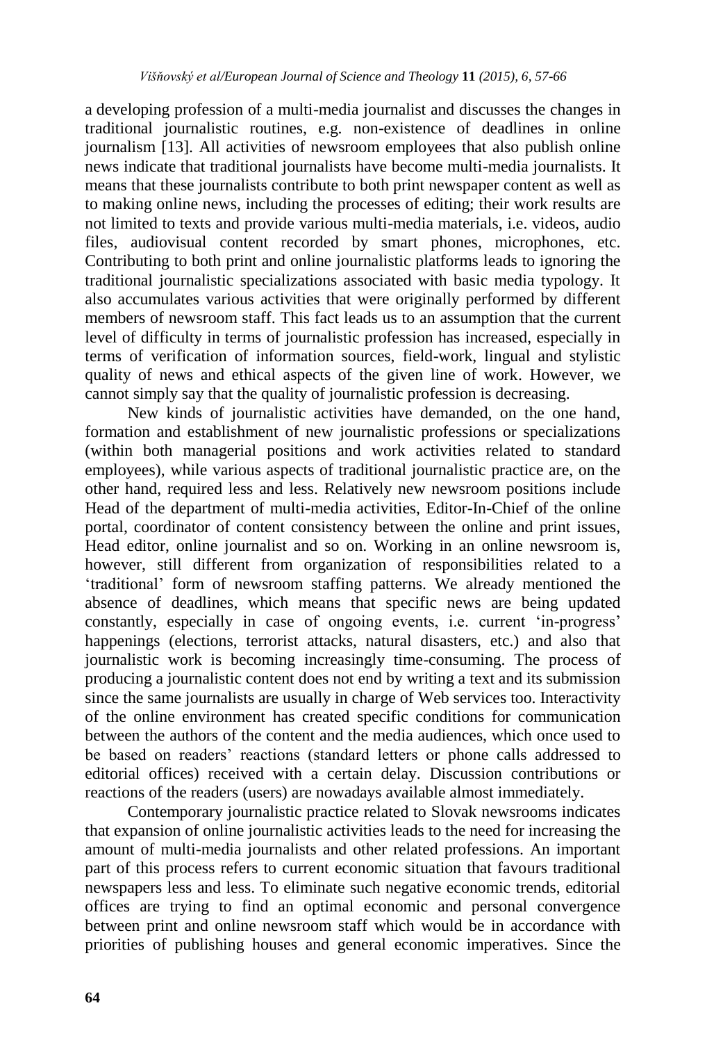a developing profession of a multi-media journalist and discusses the changes in traditional journalistic routines, e.g. non-existence of deadlines in online journalism [13]. All activities of newsroom employees that also publish online news indicate that traditional journalists have become multi-media journalists. It means that these journalists contribute to both print newspaper content as well as to making online news, including the processes of editing; their work results are not limited to texts and provide various multi-media materials, i.e. videos, audio files, audiovisual content recorded by smart phones, microphones, etc. Contributing to both print and online journalistic platforms leads to ignoring the traditional journalistic specializations associated with basic media typology. It also accumulates various activities that were originally performed by different members of newsroom staff. This fact leads us to an assumption that the current level of difficulty in terms of journalistic profession has increased, especially in terms of verification of information sources, field-work, lingual and stylistic quality of news and ethical aspects of the given line of work. However, we cannot simply say that the quality of journalistic profession is decreasing.

New kinds of journalistic activities have demanded, on the one hand, formation and establishment of new journalistic professions or specializations (within both managerial positions and work activities related to standard employees), while various aspects of traditional journalistic practice are, on the other hand, required less and less. Relatively new newsroom positions include Head of the department of multi-media activities, Editor-In-Chief of the online portal, coordinator of content consistency between the online and print issues, Head editor, online journalist and so on. Working in an online newsroom is, however, still different from organization of responsibilities related to a 'traditional' form of newsroom staffing patterns. We already mentioned the absence of deadlines, which means that specific news are being updated constantly, especially in case of ongoing events, i.e. current 'in-progress' happenings (elections, terrorist attacks, natural disasters, etc.) and also that journalistic work is becoming increasingly time-consuming. The process of producing a journalistic content does not end by writing a text and its submission since the same journalists are usually in charge of Web services too. Interactivity of the online environment has created specific conditions for communication between the authors of the content and the media audiences, which once used to be based on readers' reactions (standard letters or phone calls addressed to editorial offices) received with a certain delay. Discussion contributions or reactions of the readers (users) are nowadays available almost immediately.

Contemporary journalistic practice related to Slovak newsrooms indicates that expansion of online journalistic activities leads to the need for increasing the amount of multi-media journalists and other related professions. An important part of this process refers to current economic situation that favours traditional newspapers less and less. To eliminate such negative economic trends, editorial offices are trying to find an optimal economic and personal convergence between print and online newsroom staff which would be in accordance with priorities of publishing houses and general economic imperatives. Since the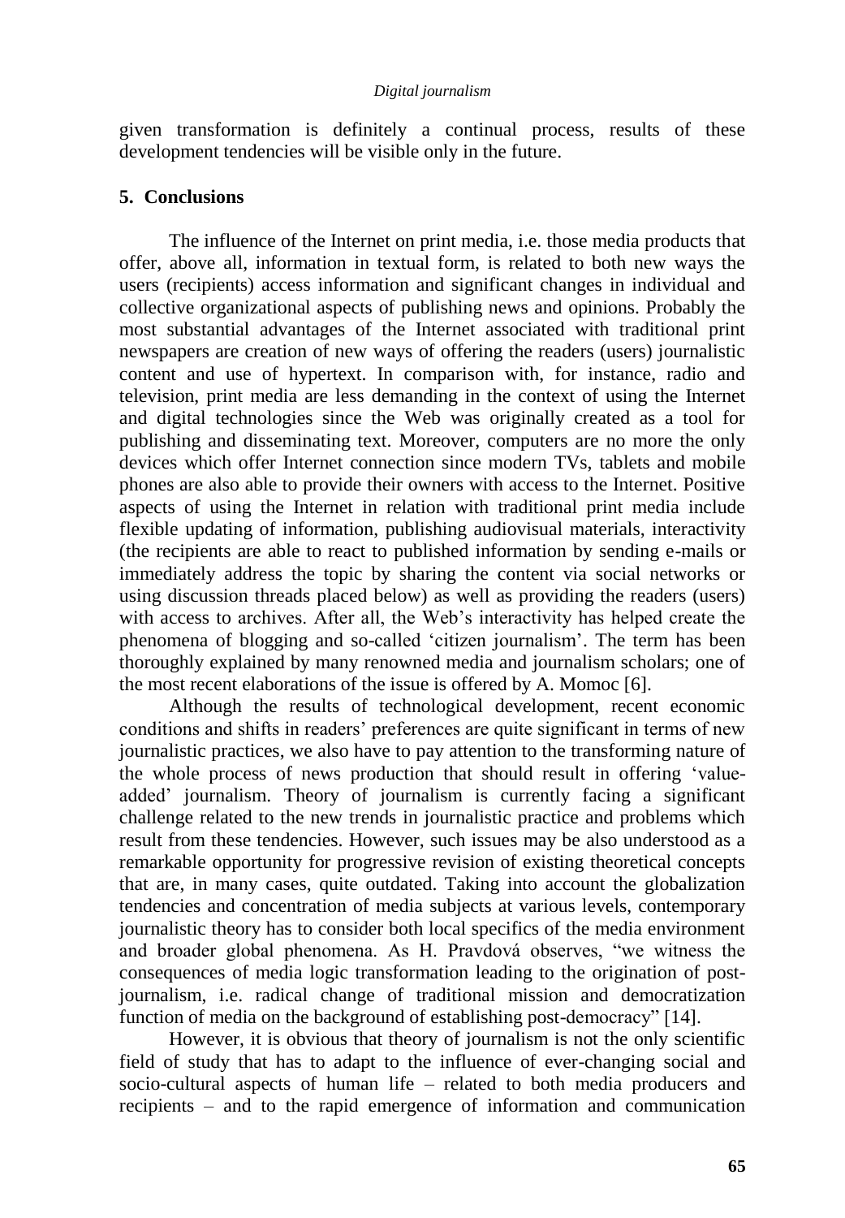given transformation is definitely a continual process, results of these development tendencies will be visible only in the future.

## 5. Conclusions

The influence of the Internet on print media, i.e. those media products that offer, above all, information in textual form, is related to both new ways the users (recipients) access information and significant changes in individual and collective organizational aspects of publishing news and opinions. Probably the most substantial advantages of the Internet associated with traditional print newspapers are creation of new ways of offering the readers (users) journalistic content and use of hypertext. In comparison with, for instance, radio and television, print media are less demanding in the context of using the Internet and digital technologies since the Web was originally created as a tool for publishing and disseminating text. Moreover, computers are no more the only devices which offer Internet connection since modern TVs, tablets and mobile phones are also able to provide their owners with access to the Internet. Positive aspects of using the Internet in relation with traditional print media include flexible updating of information, publishing audiovisual materials, interactivity (the recipients are able to react to published information by sending e-mails or immediately address the topic by sharing the content via social networks or using discussion threads placed below) as well as providing the readers (users) with access to archives. After all, the Web's interactivity has helped create the phenomena of blogging and so-called 'citizen journalism'. The term has been thoroughly explained by many renowned media and journalism scholars; one of the most recent elaborations of the issue is offered by A. Momoc [6].

Although the results of technological development, recent economic conditions and shifts in readers' preferences are quite significant in terms of new journalistic practices, we also have to pay attention to the transforming nature of the whole process of news production that should result in offering 'value-added' journalism. Theory of journalism is currently facing a significant challenge related to the new trends in journalistic practice and problems which result from these tendencies. However, such issues may be also understood as a remarkable opportunity for progressive revision of existing theoretical concepts that are, in many cases, quite outdated. Taking into account the globalization tendencies and concentration of media subjects at various levels, contemporary journalistic theory has to consider both local specifics of the media environment and broader global phenomena. As H. Pravdová observes, "we witness the consequences of media logic transformation leading to the origination of post-journalism, i.e. radical change of traditional mission and democratization function of media on the background of establishing post-democracy" [14].

However, it is obvious that theory of journalism is not the only scientific field of study that has to adapt to the influence of ever-changing social and socio-cultural aspects of human life – related to both media producers and recipients – and to the rapid emergence of information and communication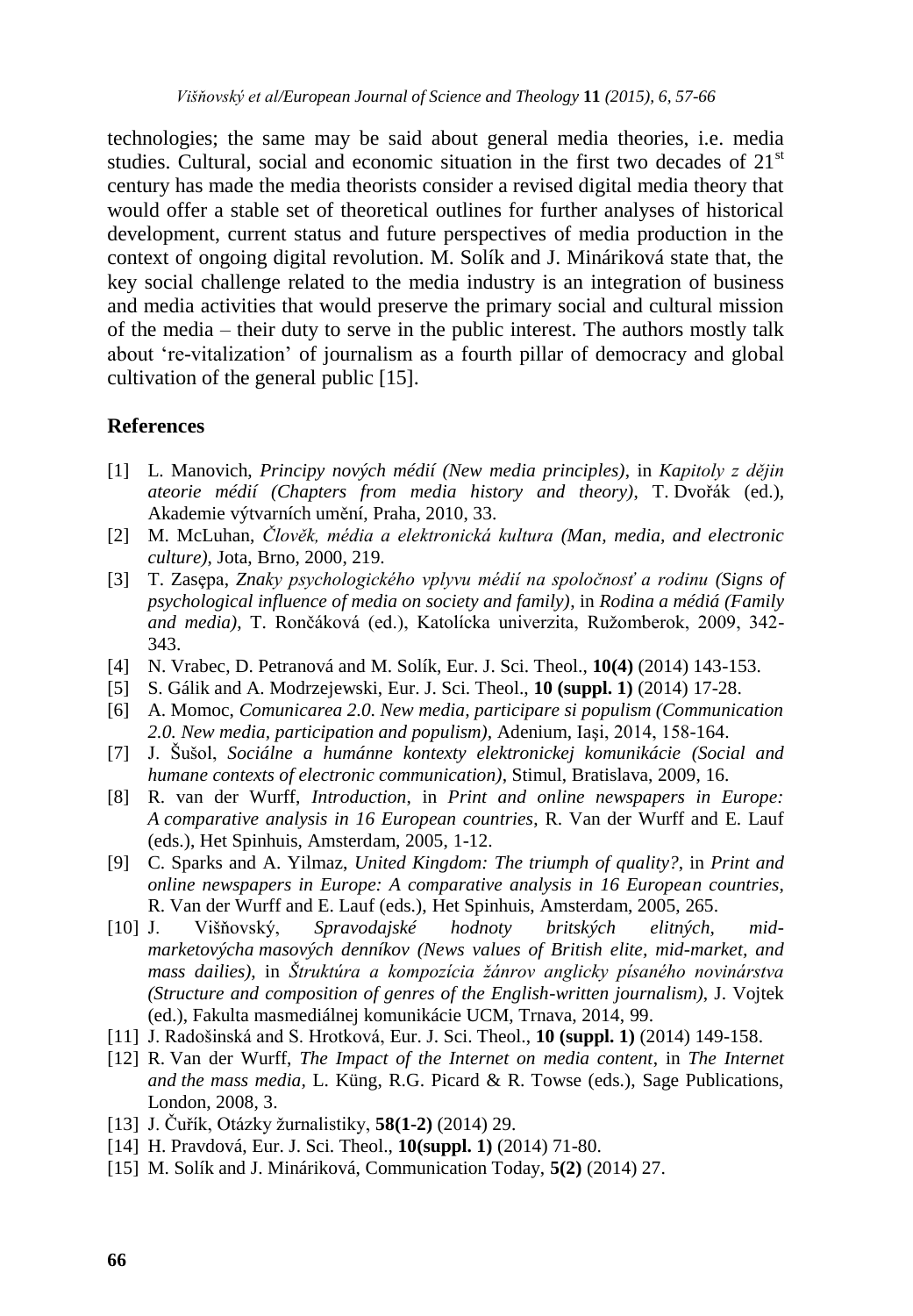technologies; the same may be said about general media theories, i.e. media studies. Cultural, social and economic situation in the first two decades of 21st century has made the media theorists consider a revised digital media theory that would offer a stable set of theoretical outlines for further analyses of historical development, current status and future perspectives of media production in the context of ongoing digital revolution. M. Solík and J. Mináriková state that, the key social challenge related to the media industry is an integration of business and media activities that would preserve the primary social and cultural mission of the media – their duty to serve in the public interest. The authors mostly talk about 're-vitalization' of journalism as a fourth pillar of democracy and global cultivation of the general public [15].

## References

[1] L. Manovich, *Principy nových médií (New media principles)*, in *Kapitoly z dějin ateorie médií (Chapters from media history and theory)*, T. Dvořák (ed.), Akademie výtvarních umění, Praha, 2010, 33.

[2] M. McLuhan, *Člověk, média a elektronická kultura (Man, media, and electronic culture)*, Jota, Brno, 2000, 219.

[3] T. Zasępa, *Znaky psychologického vplyvu médií na spoločnosť a rodinu (Signs of psychological influence of media on society and family)*, in *Rodina a médiá (Family and media)*, T. Rončáková (ed.), Katolícka univerzita, Ružomberok, 2009, 342-343.

[4] N. Vrabec, D. Petranová and M. Solík, Eur. J. Sci. Theol., **10(4)** (2014) 143-153.

[5] S. Gálik and A. Modrzejewski, Eur. J. Sci. Theol., **10 (suppl. 1)** (2014) 17-28.

[6] A. Momoc, *Comunicarea 2.0. New media, participare si populism (Communication 2.0. New media, participation and populism)*, Adenium, Iaşi, 2014, 158-164.

[7] J. Šušol, *Sociálne a humánne kontexty elektronickej komunikácie (Social and humane contexts of electronic communication)*, Stimul, Bratislava, 2009, 16.

[8] R. van der Wurff, *Introduction*, in *Print and online newspapers in Europe: A comparative analysis in 16 European countries*, R. Van der Wurff and E. Lauf (eds.), Het Spinhuis, Amsterdam, 2005, 1-12.

[9] C. Sparks and A. Yilmaz, *United Kingdom: The triumph of quality?*, in *Print and online newspapers in Europe: A comparative analysis in 16 European countries*, R. Van der Wurff and E. Lauf (eds.), Het Spinhuis, Amsterdam, 2005, 265.

[10] J. Višňovský, *Spravodajské hodnoty britských elitných, mid-marketovýcha masových denníkov (News values of British elite, mid-market, and mass dailies)*, in *Štruktúra a kompozícia žánrov anglicky písaného novinárstva (Structure and composition of genres of the English-written journalism)*, J. Vojtek (ed.), Fakulta masmediálnej komunikácie UCM, Trnava, 2014, 99.

[11] J. Radošinská and S. Hrotková, Eur. J. Sci. Theol., **10 (suppl. 1)** (2014) 149-158.

[12] R. Van der Wurff, *The Impact of the Internet on media content*, in *The Internet and the mass media*, L. Küng, R.G. Picard & R. Towse (eds.), Sage Publications, London, 2008, 3.

[13] J. Čuřík, Otázky žurnalistiky, **58(1-2)** (2014) 29.

[14] H. Pravdová, Eur. J. Sci. Theol., **10(suppl. 1)** (2014) 71-80.

[15] M. Solík and J. Mináriková, Communication Today, **5(2)** (2014) 27.